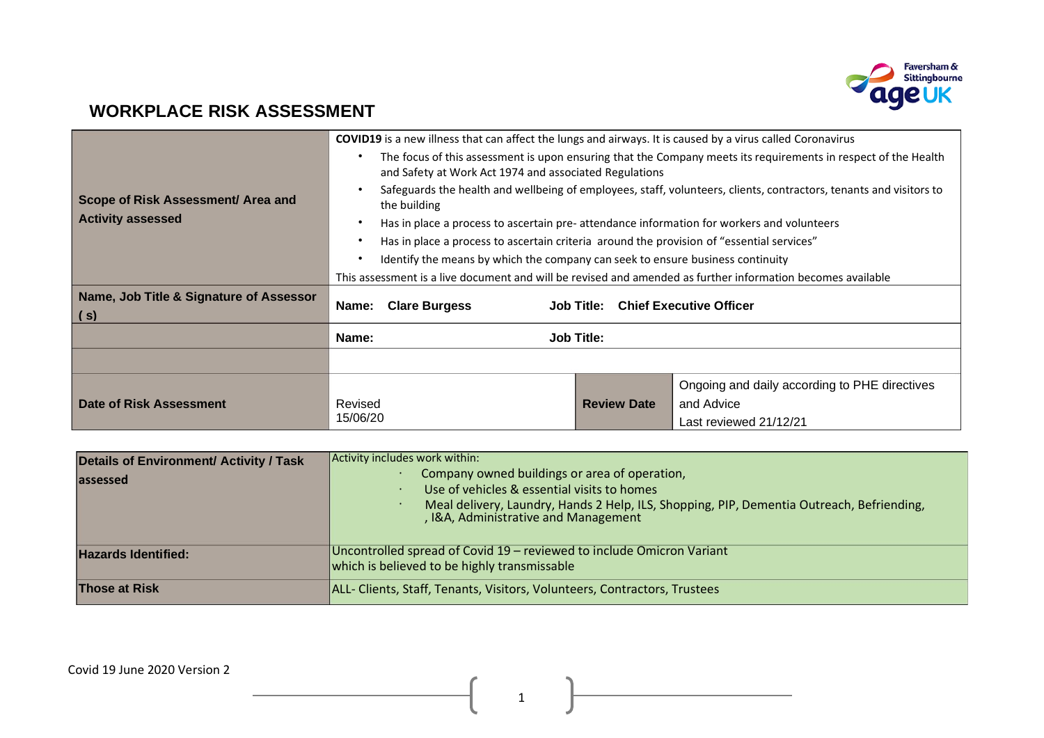# WORKPLACE RISK ASSESSMENT

| | | | |
|---|---|---|---|
| **Scope of Risk Assessment/ Area and Activity assessed** | **COVID19** is a new illness that can affect the lungs and airways. It is caused by a virus called Coronavirus<br>• The focus of this assessment is upon ensuring that the Company meets its requirements in respect of the Health and Safety at Work Act 1974 and associated Regulations<br>• Safeguards the health and wellbeing of employees, staff, volunteers, clients, contractors, tenants and visitors to the building<br>• Has in place a process to ascertain pre- attendance information for workers and volunteers<br>• Has in place a process to ascertain criteria around the provision of "essential services"<br>• Identify the means by which the company can seek to ensure business continuity<br>This assessment is a live document and will be revised and amended as further information becomes available | | |
| **Name, Job Title & Signature of Assessor ( s)** | **Name: Clare Burgess** | **Job Title: Chief Executive Officer** | |
| | **Name:** | **Job Title:** | |
| | | | |
| **Date of Risk Assessment** | Revised 15/06/20 | **Review Date** | Ongoing and daily according to PHE directives and Advice<br>Last reviewed 21/12/21 |

| | |
|---|---|
| **Details of Environment/ Activity / Task assessed** | Activity includes work within:<br>• Company owned buildings or area of operation,<br>• Use of vehicles & essential visits to homes<br>• Meal delivery, Laundry, Hands 2 Help, ILS, Shopping, PIP, Dementia Outreach, Befriending, , I&A, Administrative and Management |
| **Hazards Identified:** | Uncontrolled spread of Covid 19 – reviewed to include Omicron Variant which is believed to be highly transmissable |
| **Those at Risk** | ALL- Clients, Staff, Tenants, Visitors, Volunteers, Contractors, Trustees |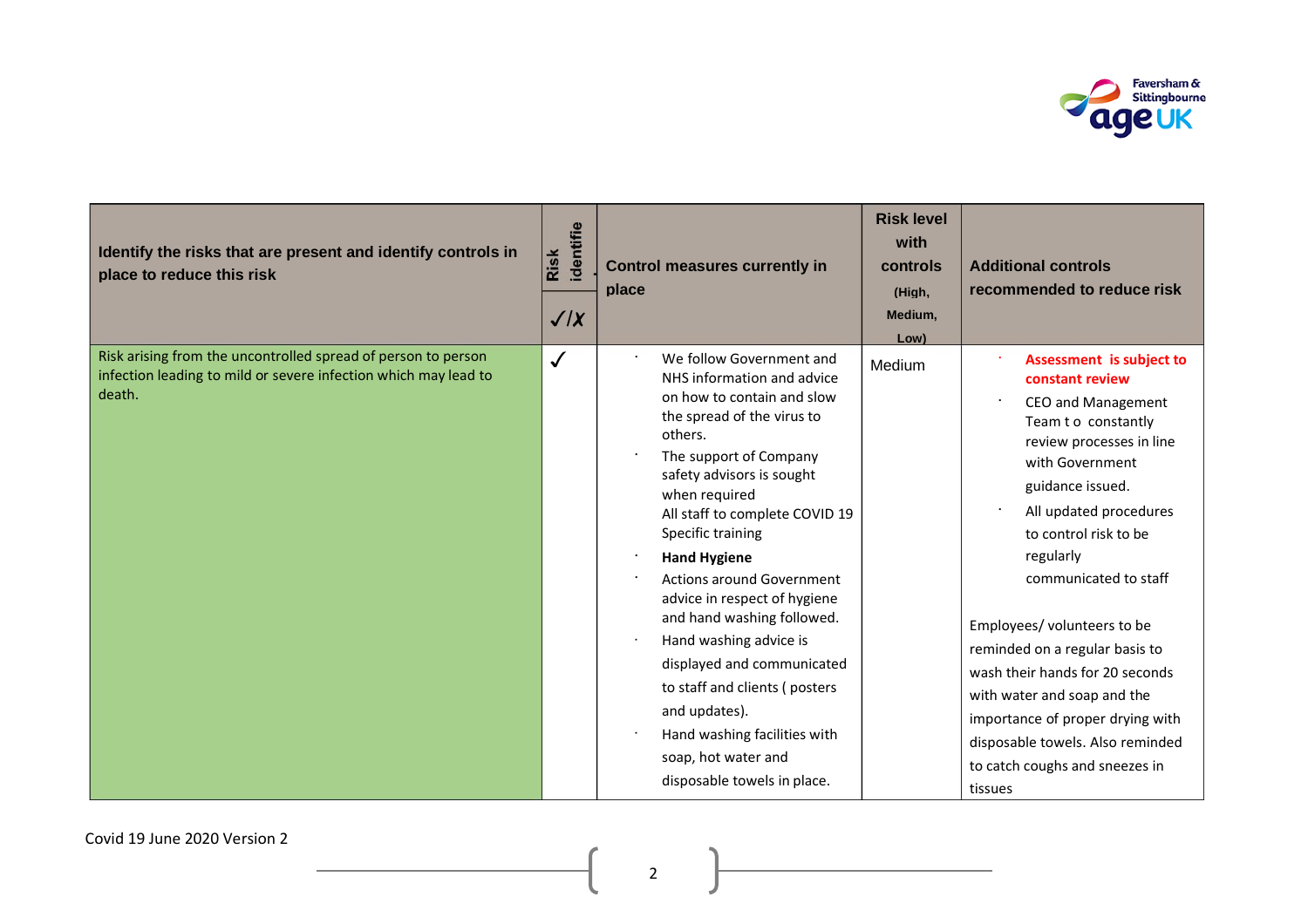| Identify the risks that are present and identify controls in place to reduce this risk | Risk identified ✓/✗ | Control measures currently in place | Risk level with controls (High, Medium, Low) | Additional controls recommended to reduce risk |
|---|---|---|---|---|
| Risk arising from the uncontrolled spread of person to person infection leading to mild or severe infection which may lead to death. | ✓ | · We follow Government and NHS information and advice on how to contain and slow the spread of the virus to others.<br>· The support of Company safety advisors is sought when required<br>All staff to complete COVID 19 Specific training<br>· **Hand Hygiene**<br>· Actions around Government advice in respect of hygiene and hand washing followed.<br>· Hand washing advice is displayed and communicated to staff and clients ( posters and updates).<br>· Hand washing facilities with soap, hot water and disposable towels in place. | Medium | · **Assessment is subject to constant review**<br>· CEO and Management Team t o constantly review processes in line with Government guidance issued.<br>· All updated procedures to control risk to be regularly communicated to staff<br><br>Employees/ volunteers to be reminded on a regular basis to wash their hands for 20 seconds with water and soap and the importance of proper drying with disposable towels. Also reminded to catch coughs and sneezes in tissues |

Covid 19 June 2020 Version 2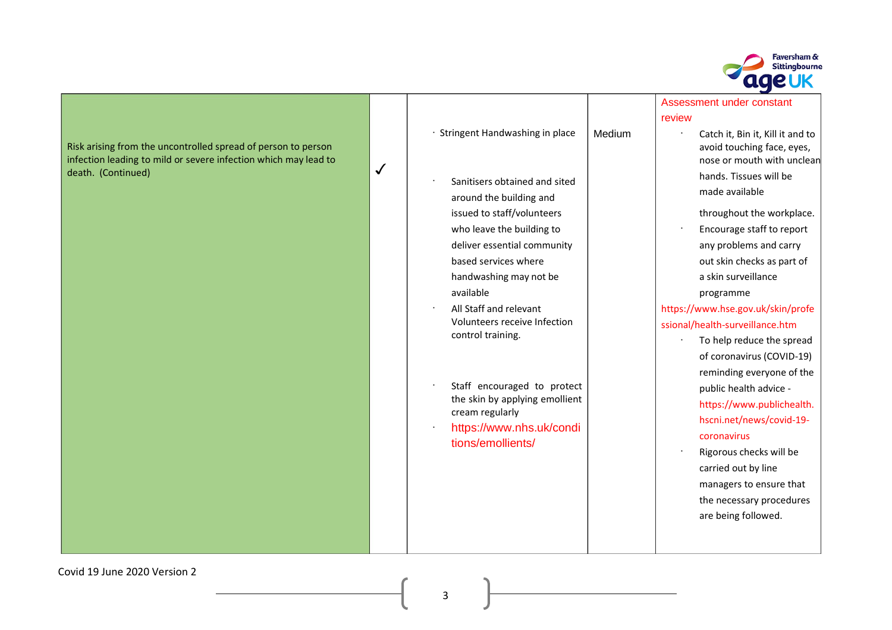| | | | | |
|---|---|---|---|---|
| Risk arising from the uncontrolled spread of person to person infection leading to mild or severe infection which may lead to death. (Continued) | ✓ | · Stringent Handwashing in place<br>· Sanitisers obtained and sited around the building and issued to staff/volunteers who leave the building to deliver essential community based services where handwashing may not be available<br>· All Staff and relevant Volunteers receive Infection control training.<br>· Staff encouraged to protect the skin by applying emollient cream regularly<br>· https://www.nhs.uk/conditions/emollients/ | Medium | Assessment under constant review<br>· Catch it, Bin it, Kill it and to avoid touching face, eyes, nose or mouth with unclean hands. Tissues will be made available throughout the workplace.<br>· Encourage staff to report any problems and carry out skin checks as part of a skin surveillance programme<br>https://www.hse.gov.uk/skin/professional/health-surveillance.htm<br>· To help reduce the spread of coronavirus (COVID-19) reminding everyone of the public health advice - https://www.publichealth.hscni.net/news/covid-19-coronavirus<br>· Rigorous checks will be carried out by line managers to ensure that the necessary procedures are being followed. |

Covid 19 June 2020 Version 2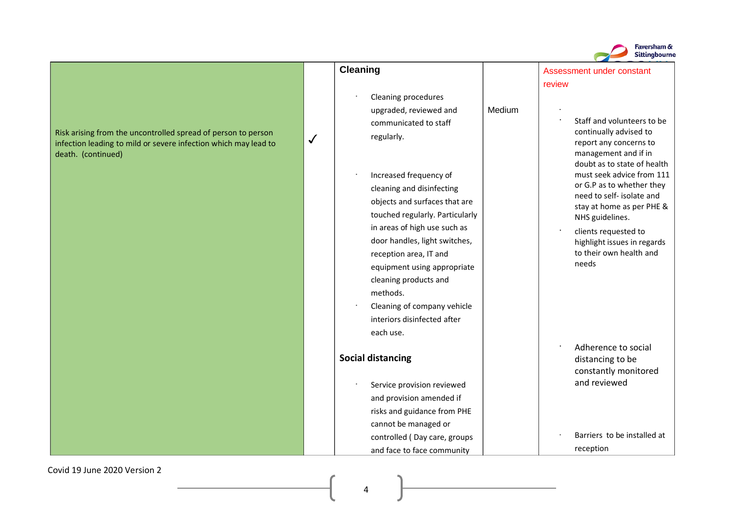| | | | | |
|---|---|---|---|---|
| Risk arising from the uncontrolled spread of person to person infection leading to mild or severe infection which may lead to death. (continued) | ✓ | **Cleaning**<br><br>· Cleaning procedures upgraded, reviewed and communicated to staff regularly.<br><br>· Increased frequency of cleaning and disinfecting objects and surfaces that are touched regularly. Particularly in areas of high use such as door handles, light switches, reception area, IT and equipment using appropriate cleaning products and methods.<br>· Cleaning of company vehicle interiors disinfected after each use.<br><br>**Social distancing**<br><br>· Service provision reviewed and provision amended if risks and guidance from PHE cannot be managed or controlled ( Day care, groups and face to face community | Medium | Assessment under constant review<br><br>· Staff and volunteers to be continually advised to report any concerns to management and if in doubt as to state of health must seek advice from 111 or G.P as to whether they need to self- isolate and stay at home as per PHE & NHS guidelines.<br>· clients requested to highlight issues in regards to their own health and needs<br><br>· Adherence to social distancing to be constantly monitored and reviewed<br><br>· Barriers to be installed at reception |

Covid 19 June 2020 Version 2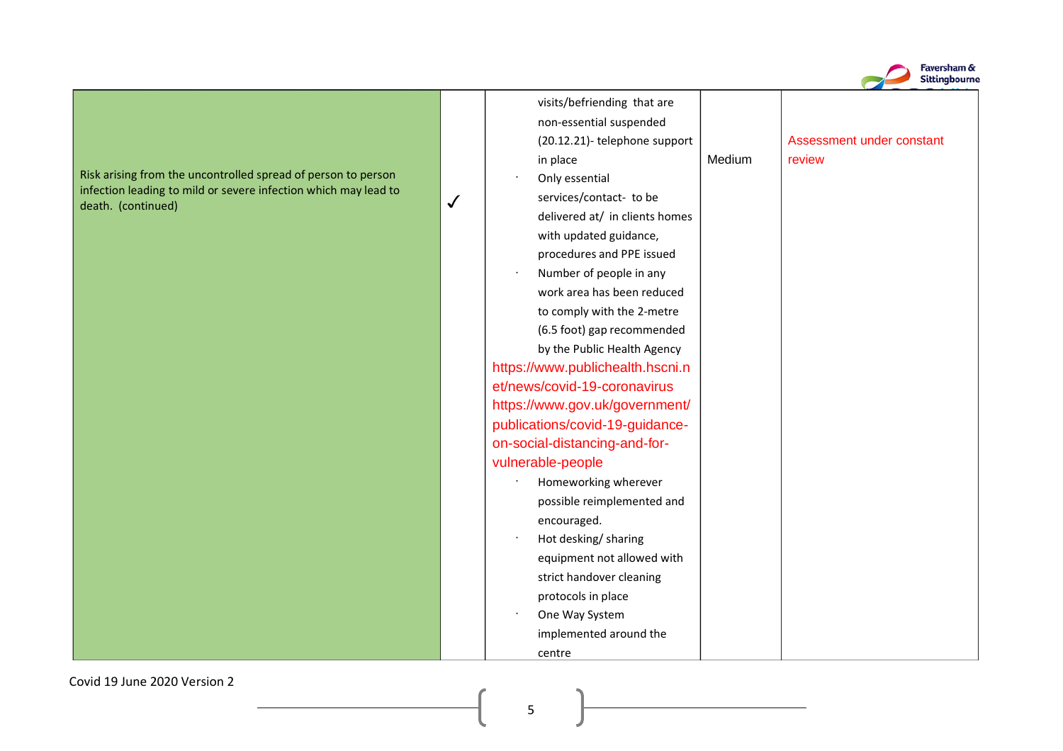| | | | | |
|---|---|---|---|---|
| Risk arising from the uncontrolled spread of person to person infection leading to mild or severe infection which may lead to death. (continued) | ✓ | visits/befriending that are non-essential suspended (20.12.21)- telephone support in place<br>· Only essential services/contact- to be delivered at/ in clients homes with updated guidance, procedures and PPE issued<br>· Number of people in any work area has been reduced to comply with the 2-metre (6.5 foot) gap recommended by the Public Health Agency<br>https://www.publichealth.hscni.net/news/covid-19-coronavirus<br>https://www.gov.uk/government/publications/covid-19-guidance-on-social-distancing-and-for-vulnerable-people<br>· Homeworking wherever possible reimplemented and encouraged.<br>· Hot desking/ sharing equipment not allowed with strict handover cleaning protocols in place<br>· One Way System implemented around the centre | Medium | Assessment under constant review |

Covid 19 June 2020 Version 2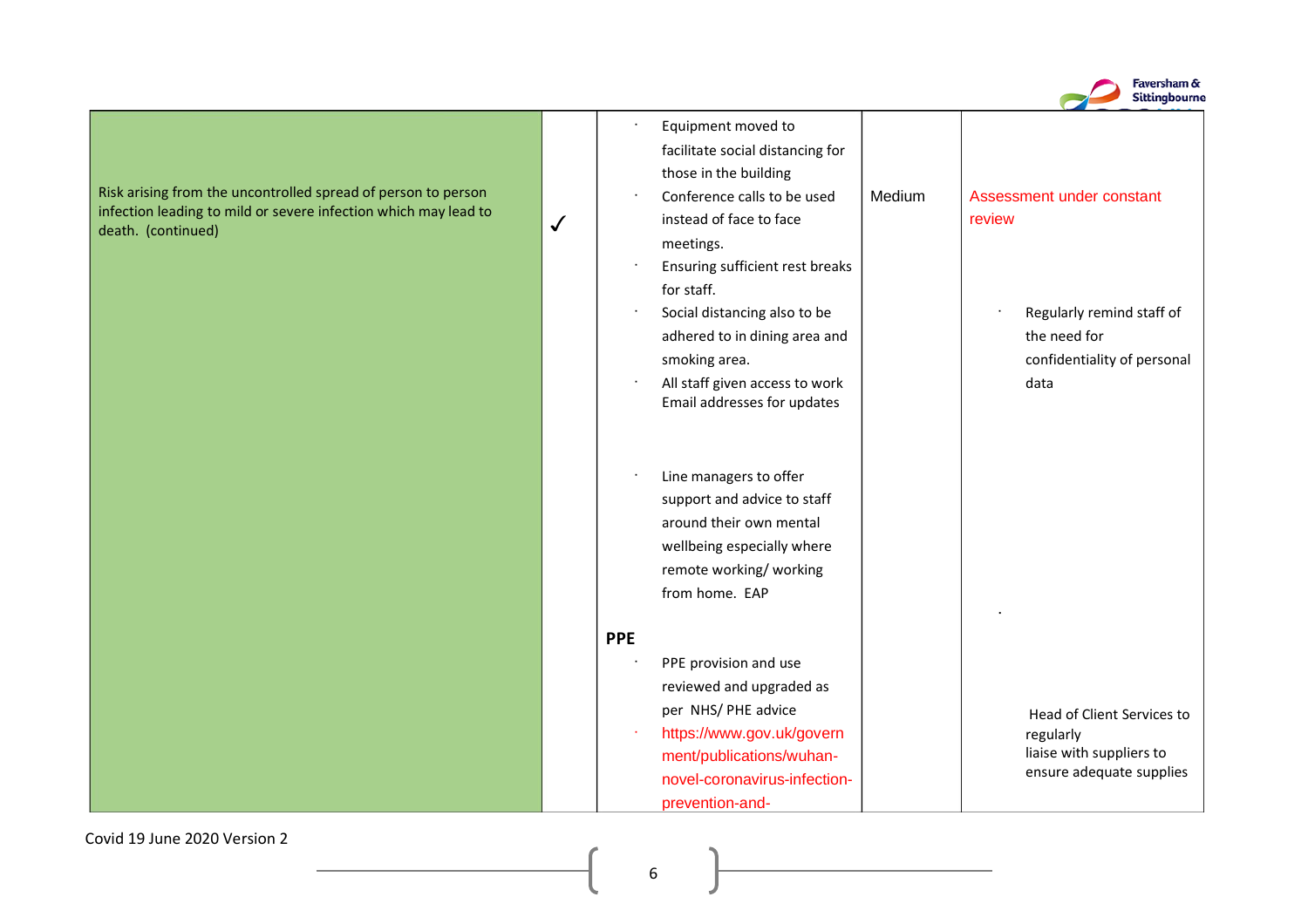| | | | | |
|---|---|---|---|---|
| Risk arising from the uncontrolled spread of person to person infection leading to mild or severe infection which may lead to death. (continued) | ✓ | · Equipment moved to facilitate social distancing for those in the building<br>· Conference calls to be used instead of face to face meetings.<br>· Ensuring sufficient rest breaks for staff.<br>· Social distancing also to be adhered to in dining area and smoking area.<br>· All staff given access to work Email addresses for updates<br><br>· Line managers to offer support and advice to staff around their own mental wellbeing especially where remote working/ working from home. EAP<br><br>**PPE**<br>· PPE provision and use reviewed and upgraded as per NHS/ PHE advice<br>· https://www.gov.uk/government/publications/wuhan-novel-coronavirus-infection-prevention-and- | Medium | Assessment under constant review<br><br>· Regularly remind staff of the need for confidentiality of personal data<br><br>·<br><br>Head of Client Services to regularly liaise with suppliers to ensure adequate supplies |

Covid 19 June 2020 Version 2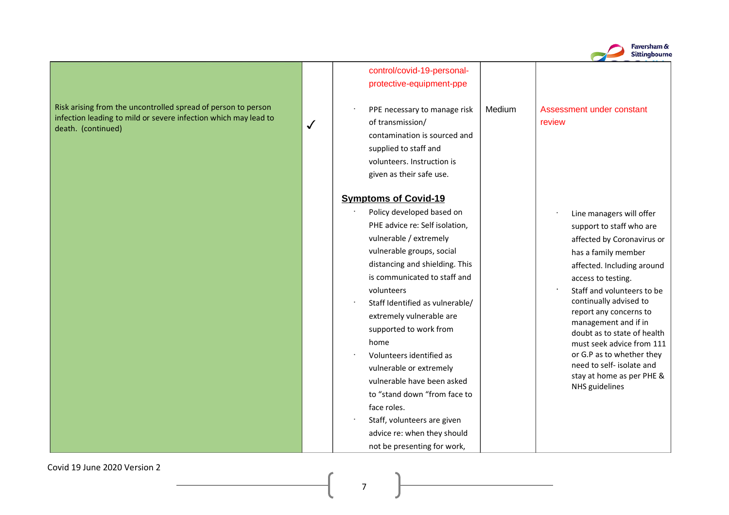| | | | | |
|---|---|---|---|---|
| Risk arising from the uncontrolled spread of person to person infection leading to mild or severe infection which may lead to death. (continued) | ✓ | control/covid-19-personal-protective-equipment-ppe<br><br>· PPE necessary to manage risk of transmission/ contamination is sourced and supplied to staff and volunteers. Instruction is given as their safe use.<br><br>**<u>Symptoms of Covid-19</u>**<br>· Policy developed based on PHE advice re: Self isolation, vulnerable / extremely vulnerable groups, social distancing and shielding. This is communicated to staff and volunteers<br>· Staff Identified as vulnerable/ extremely vulnerable are supported to work from home<br>· Volunteers identified as vulnerable or extremely vulnerable have been asked to "stand down "from face to face roles.<br>· Staff, volunteers are given advice re: when they should not be presenting for work, | Medium | Assessment under constant review<br><br>· Line managers will offer support to staff who are affected by Coronavirus or has a family member affected. Including around access to testing.<br>· Staff and volunteers to be continually advised to report any concerns to management and if in doubt as to state of health must seek advice from 111 or G.P as to whether they need to self- isolate and stay at home as per PHE & NHS guidelines |

Covid 19 June 2020 Version 2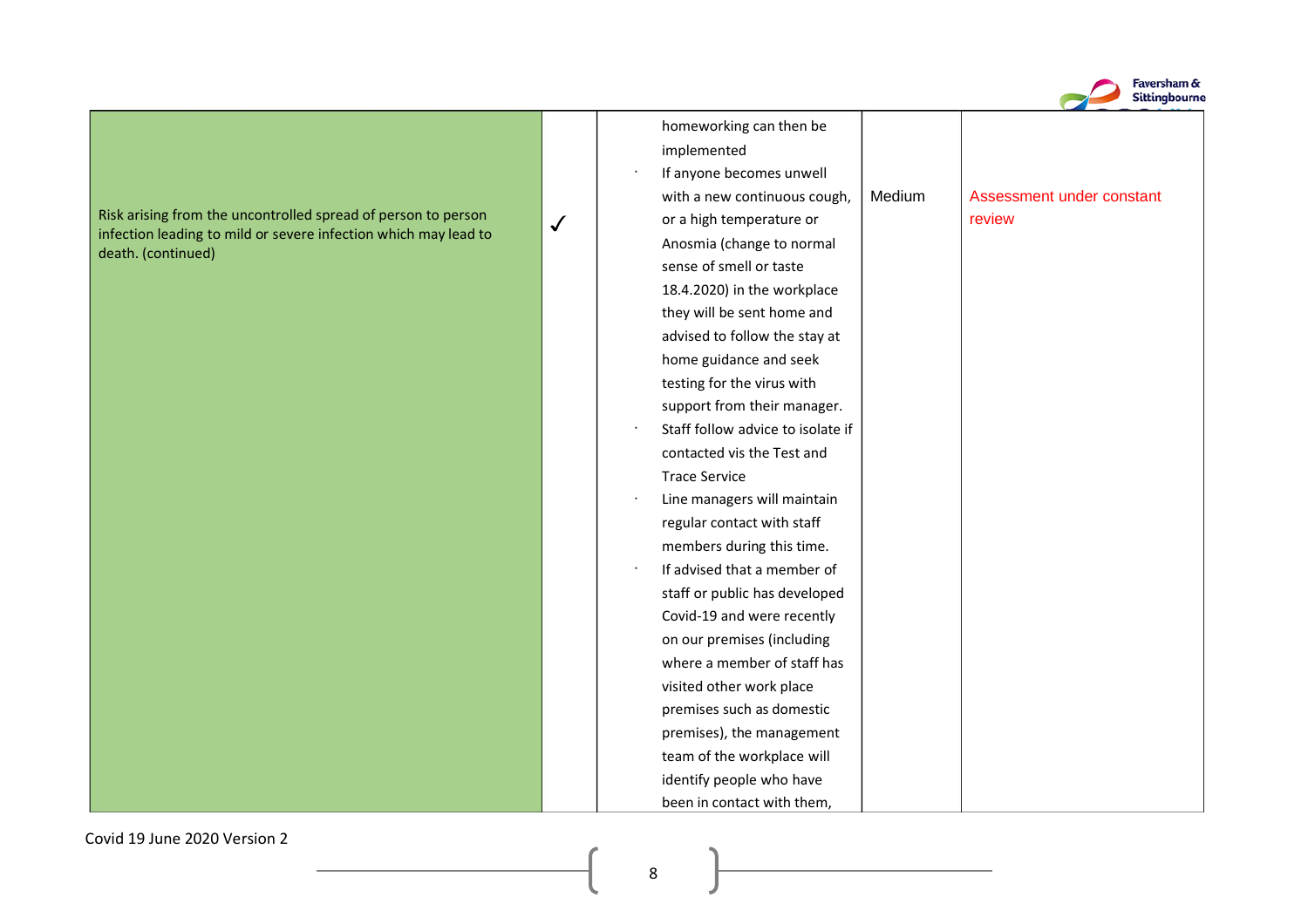| | | | | |
|---|---|---|---|---|
| Risk arising from the uncontrolled spread of person to person infection leading to mild or severe infection which may lead to death. (continued) | ✓ | homeworking can then be implemented<br>· If anyone becomes unwell with a new continuous cough, or a high temperature or Anosmia (change to normal sense of smell or taste 18.4.2020) in the workplace they will be sent home and advised to follow the stay at home guidance and seek testing for the virus with support from their manager.<br>· Staff follow advice to isolate if contacted vis the Test and Trace Service<br>· Line managers will maintain regular contact with staff members during this time.<br>· If advised that a member of staff or public has developed Covid-19 and were recently on our premises (including where a member of staff has visited other work place premises such as domestic premises), the management team of the workplace will identify people who have been in contact with them, | Medium | Assessment under constant review |

Covid 19 June 2020 Version 2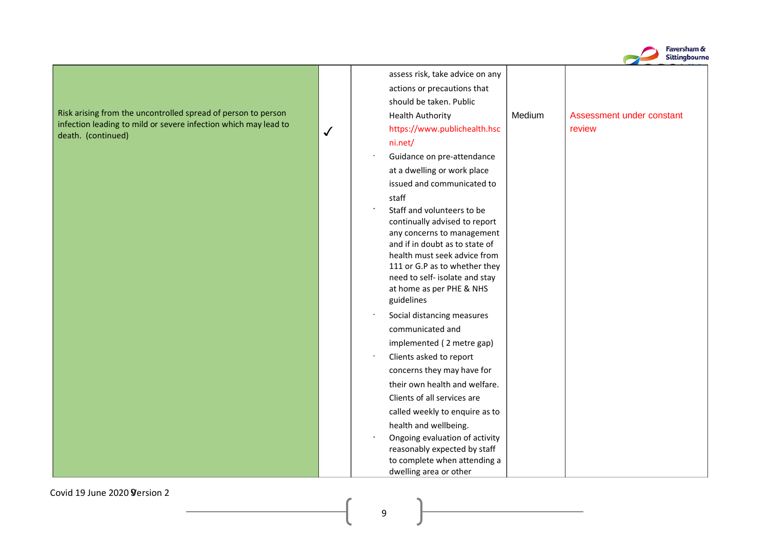| | | | | |
|---|---|---|---|---|
| Risk arising from the uncontrolled spread of person to person infection leading to mild or severe infection which may lead to death. (continued) | ✓ | assess risk, take advice on any actions or precautions that should be taken. Public Health Authority https://www.publichealth.hscni.net/<br>· Guidance on pre-attendance at a dwelling or work place issued and communicated to staff<br>· Staff and volunteers to be continually advised to report any concerns to management and if in doubt as to state of health must seek advice from 111 or G.P as to whether they need to self- isolate and stay at home as per PHE & NHS guidelines<br>· Social distancing measures communicated and implemented ( 2 metre gap)<br>· Clients asked to report concerns they may have for their own health and welfare. Clients of all services are called weekly to enquire as to health and wellbeing.<br>· Ongoing evaluation of activity reasonably expected by staff to complete when attending a dwelling area or other | Medium | Assessment under constant review |

Covid 19 June 2020 Version 2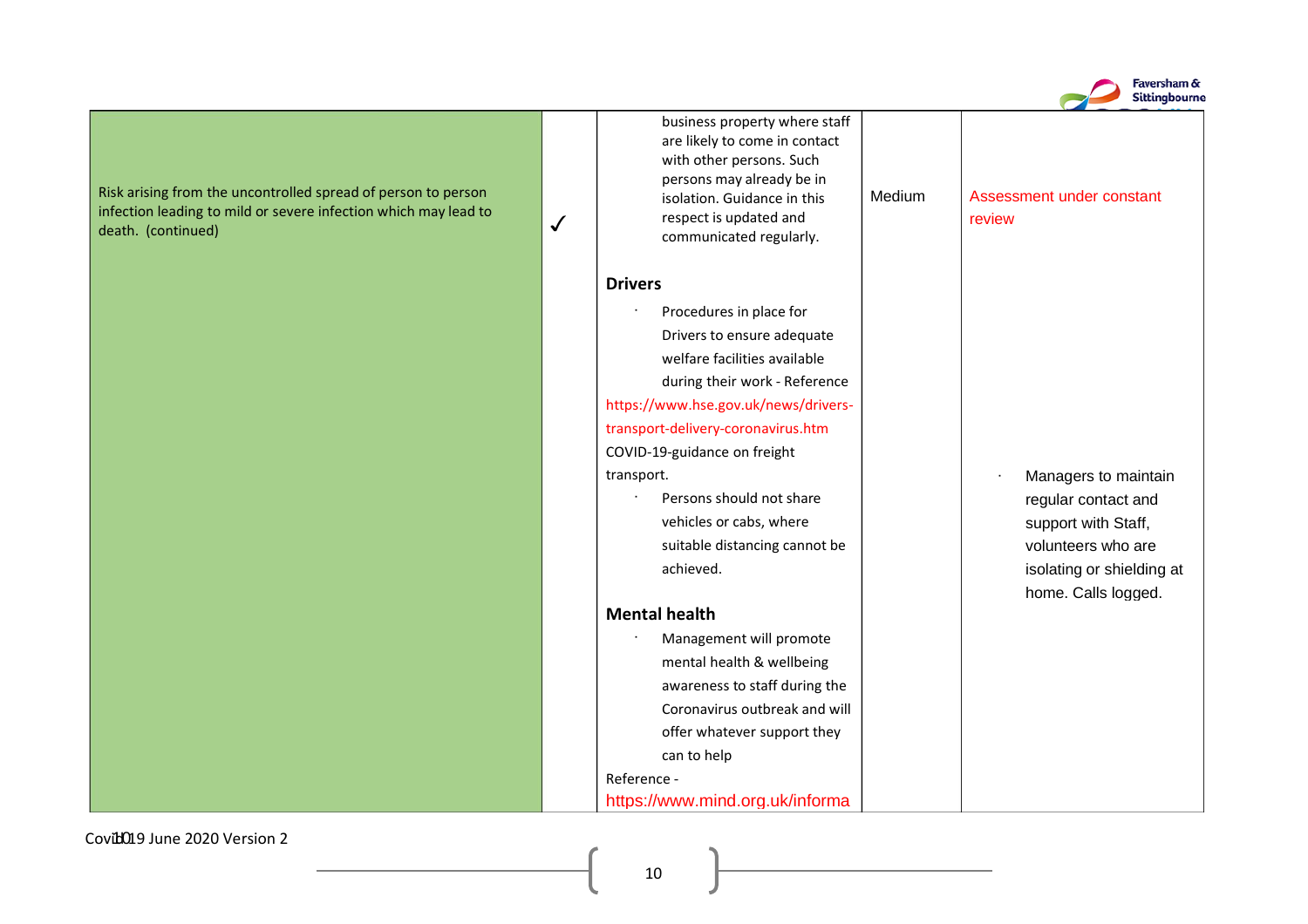| | | | | |
|---|---|---|---|---|
| Risk arising from the uncontrolled spread of person to person infection leading to mild or severe infection which may lead to death. (continued) | ✓ | business property where staff are likely to come in contact with other persons. Such persons may already be in isolation. Guidance in this respect is updated and communicated regularly.<br><br>**Drivers**<br>· Procedures in place for Drivers to ensure adequate welfare facilities available during their work - Reference https://www.hse.gov.uk/news/drivers-transport-delivery-coronavirus.htm COVID-19-guidance on freight transport.<br>· Persons should not share vehicles or cabs, where suitable distancing cannot be achieved.<br><br>**Mental health**<br>· Management will promote mental health & wellbeing awareness to staff during the Coronavirus outbreak and will offer whatever support they can to help<br>Reference - https://www.mind.org.uk/informa | Medium | Assessment under constant review<br><br>· Managers to maintain regular contact and support with Staff, volunteers who are isolating or shielding at home. Calls logged. |

Covid 19 June 2020 Version 2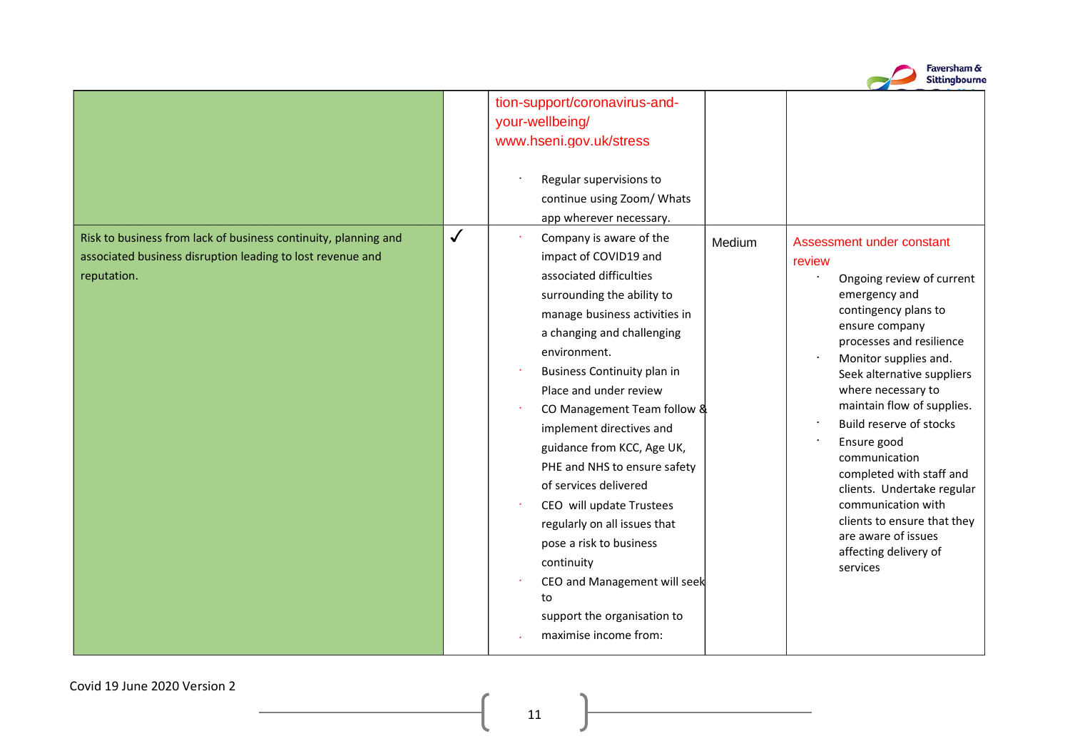| | | | | |
|---|---|---|---|---|
| | | tion-support/coronavirus-and-your-wellbeing/ www.hseni.gov.uk/stress<br><br>· Regular supervisions to continue using Zoom/ Whats app wherever necessary. | | |
| Risk to business from lack of business continuity, planning and associated business disruption leading to lost revenue and reputation. | ✓ | · Company is aware of the impact of COVID19 and associated difficulties surrounding the ability to manage business activities in a changing and challenging environment.<br>· Business Continuity plan in Place and under review<br>· CO Management Team follow & implement directives and guidance from KCC, Age UK, PHE and NHS to ensure safety of services delivered<br>· CEO will update Trustees regularly on all issues that pose a risk to business continuity<br>· CEO and Management will seek to support the organisation to<br>· maximise income from: | Medium | Assessment under constant review<br>· Ongoing review of current emergency and contingency plans to ensure company processes and resilience<br>· Monitor supplies and. Seek alternative suppliers where necessary to maintain flow of supplies.<br>· Build reserve of stocks<br>· Ensure good communication completed with staff and clients. Undertake regular communication with clients to ensure that they are aware of issues affecting delivery of services |

Covid 19 June 2020 Version 2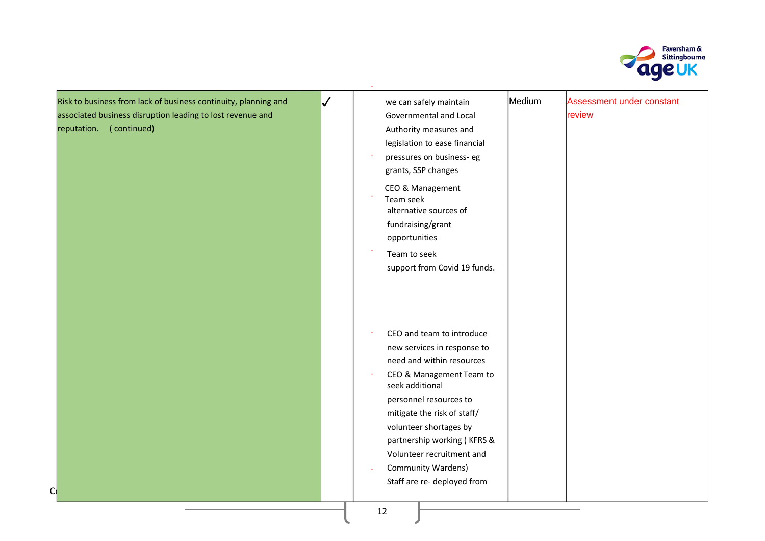| | | | | |
|---|---|---|---|---|
| Risk to business from lack of business continuity, planning and associated business disruption leading to lost revenue and reputation. ( continued) | ✓ | we can safely maintain Governmental and Local Authority measures and legislation to ease financial pressures on business- eg grants, SSP changes<br>· CEO & Management Team seek alternative sources of fundraising/grant opportunities<br>· Team to seek support from Covid 19 funds.<br>· CEO and team to introduce new services in response to need and within resources<br>· CEO & Management Team to seek additional personnel resources to mitigate the risk of staff/ volunteer shortages by partnership working ( KFRS & Volunteer recruitment and Community Wardens)<br>· Staff are re- deployed from | Medium | Assessment under constant review |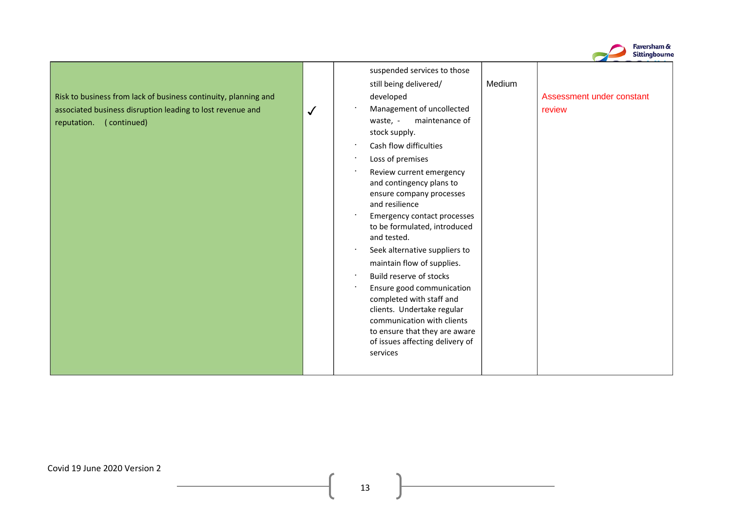| | | | | |
|---|---|---|---|---|
| Risk to business from lack of business continuity, planning and associated business disruption leading to lost revenue and reputation. ( continued) | ✓ | suspended services to those still being delivered/ developed<br>· Management of uncollected waste, - maintenance of stock supply.<br>· Cash flow difficulties<br>· Loss of premises<br>· Review current emergency and contingency plans to ensure company processes and resilience<br>· Emergency contact processes to be formulated, introduced and tested.<br>· Seek alternative suppliers to maintain flow of supplies.<br>· Build reserve of stocks<br>· Ensure good communication completed with staff and clients. Undertake regular communication with clients to ensure that they are aware of issues affecting delivery of services | Medium | Assessment under constant review |

Covid 19 June 2020 Version 2